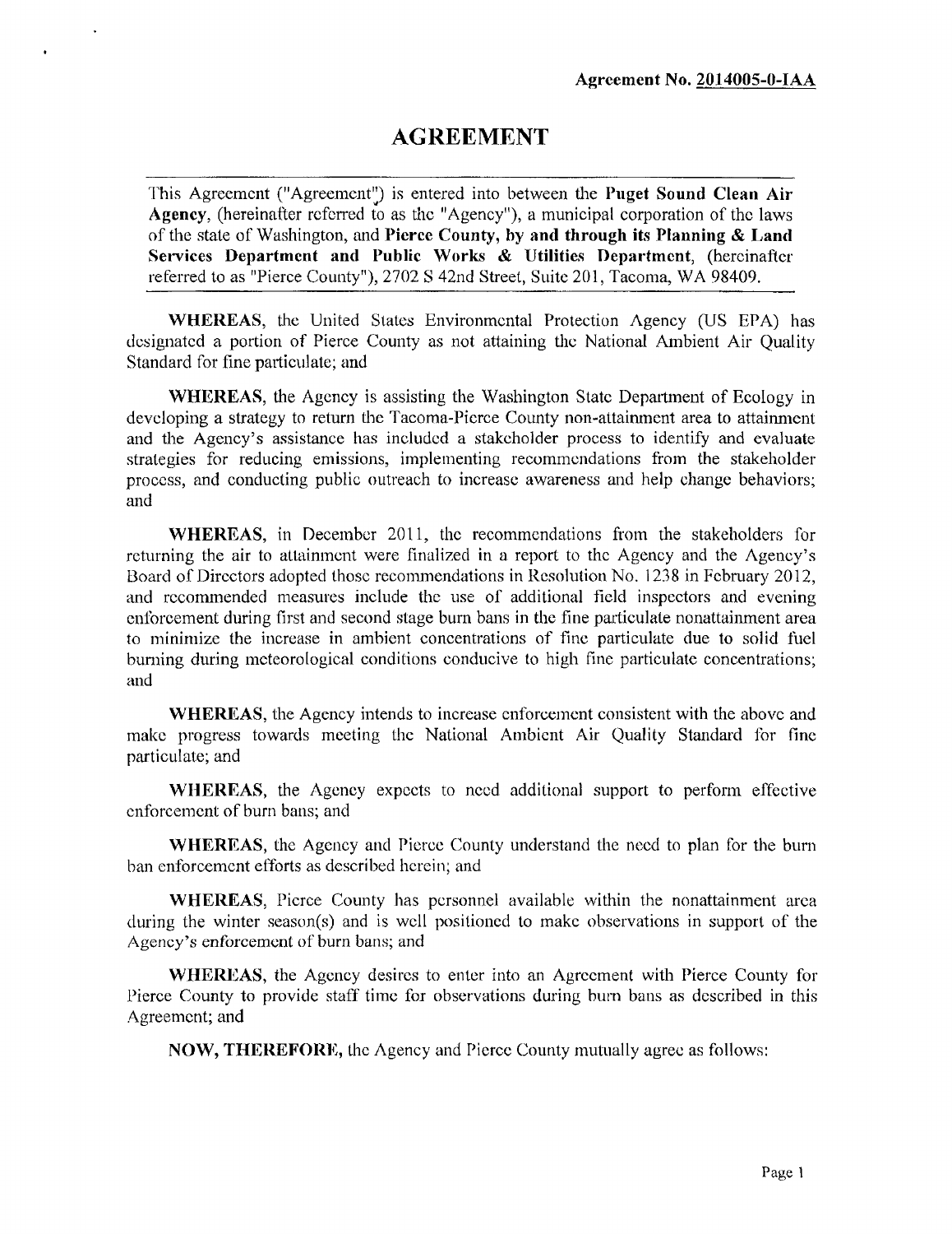**Agreement No. 2014005-0-IAA**

# AGREEMENT

This Agreement ("Agreement") is entered into between the **Puget Sound Clean Air Agency**, (hereinafter referred to as the "Agency"), a municipal corporation of the laws of the state of Washington, and **Pierce County, by and through its Planning & Land Services Department and Public Works & Utilities Department**, (hereinafter referred to as "Pierce County"), 2702 S 42nd Street, Suite 201, Tacoma, WA 98409.

**WHEREAS**, the United States Environmental Protection Agency (US EPA) has designated a portion of Pierce County as not attaining the National Ambient Air Quality Standard for fine particulate; and

**WHEREAS**, the Agency is assisting the Washington State Department of Ecology in developing a strategy to return the Tacoma-Pierce County non-attainment area to attainment and the Agency's assistance has included a stakeholder process to identify and evaluate strategies for reducing emissions, implementing recommendations from the stakeholder process, and conducting public outreach to increase awareness and help change behaviors; and

**WHEREAS**, in December 2011, the recommendations from the stakeholders for returning the air to attainment were finalized in a report to the Agency and the Agency's Board of Directors adopted those recommendations in Resolution No. 1238 in February 2012, and recommended measures include the use of additional field inspectors and evening enforcement during first and second stage burn bans in the fine particulate nonattainment area to minimize the increase in ambient concentrations of fine particulate due to solid fuel burning during meteorological conditions conducive to high fine particulate concentrations; and

**WHEREAS**, the Agency intends to increase enforcement consistent with the above and make progress towards meeting the National Ambient Air Quality Standard for fine particulate; and

**WHEREAS**, the Agency expects to need additional support to perform effective enforcement of burn bans; and

**WHEREAS**, the Agency and Pierce County understand the need to plan for the burn ban enforcement efforts as described herein; and

**WHEREAS**, Pierce County has personnel available within the nonattainment area during the winter season(s) and is well positioned to make observations in support of the Agency's enforcement of burn bans; and

**WHEREAS**, the Agency desires to enter into an Agreement with Pierce County for Pierce County to provide staff time for observations during burn bans as described in this Agreement; and

**NOW, THEREFORE**, the Agency and Pierce County mutually agree as follows: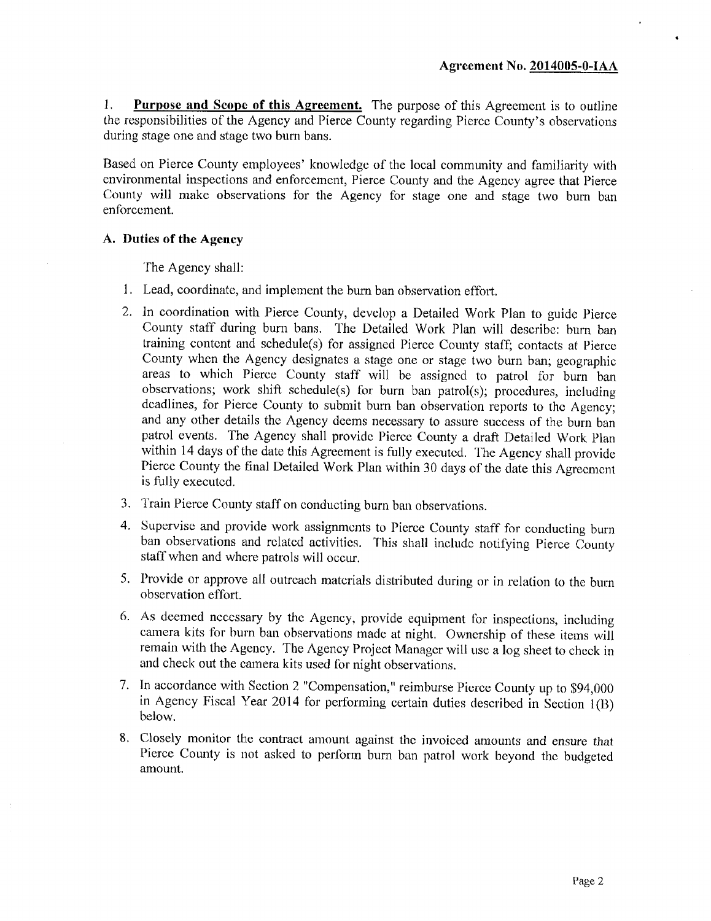**Agreement No. 2014005-0-IAA**

1. **Purpose and Scope of this Agreement.** The purpose of this Agreement is to outline the responsibilities of the Agency and Pierce County regarding Pierce County's observations during stage one and stage two burn bans.

Based on Pierce County employees' knowledge of the local community and familiarity with environmental inspections and enforcement, Pierce County and the Agency agree that Pierce County will make observations for the Agency for stage one and stage two burn ban enforcement.

### A. Duties of the Agency

The Agency shall:

1. Lead, coordinate, and implement the burn ban observation effort.
2. In coordination with Pierce County, develop a Detailed Work Plan to guide Pierce County staff during burn bans. The Detailed Work Plan will describe: burn ban training content and schedule(s) for assigned Pierce County staff; contacts at Pierce County when the Agency designates a stage one or stage two burn ban; geographic areas to which Pierce County staff will be assigned to patrol for burn ban observations; work shift schedule(s) for burn ban patrol(s); procedures, including deadlines, for Pierce County to submit burn ban observation reports to the Agency; and any other details the Agency deems necessary to assure success of the burn ban patrol events. The Agency shall provide Pierce County a draft Detailed Work Plan within 14 days of the date this Agreement is fully executed. The Agency shall provide Pierce County the final Detailed Work Plan within 30 days of the date this Agreement is fully executed.
3. Train Pierce County staff on conducting burn ban observations.
4. Supervise and provide work assignments to Pierce County staff for conducting burn ban observations and related activities. This shall include notifying Pierce County staff when and where patrols will occur.
5. Provide or approve all outreach materials distributed during or in relation to the burn observation effort.
6. As deemed necessary by the Agency, provide equipment for inspections, including camera kits for burn ban observations made at night. Ownership of these items will remain with the Agency. The Agency Project Manager will use a log sheet to check in and check out the camera kits used for night observations.
7. In accordance with Section 2 "Compensation," reimburse Pierce County up to $94,000 in Agency Fiscal Year 2014 for performing certain duties described in Section 1(B) below.
8. Closely monitor the contract amount against the invoiced amounts and ensure that Pierce County is not asked to perform burn ban patrol work beyond the budgeted amount.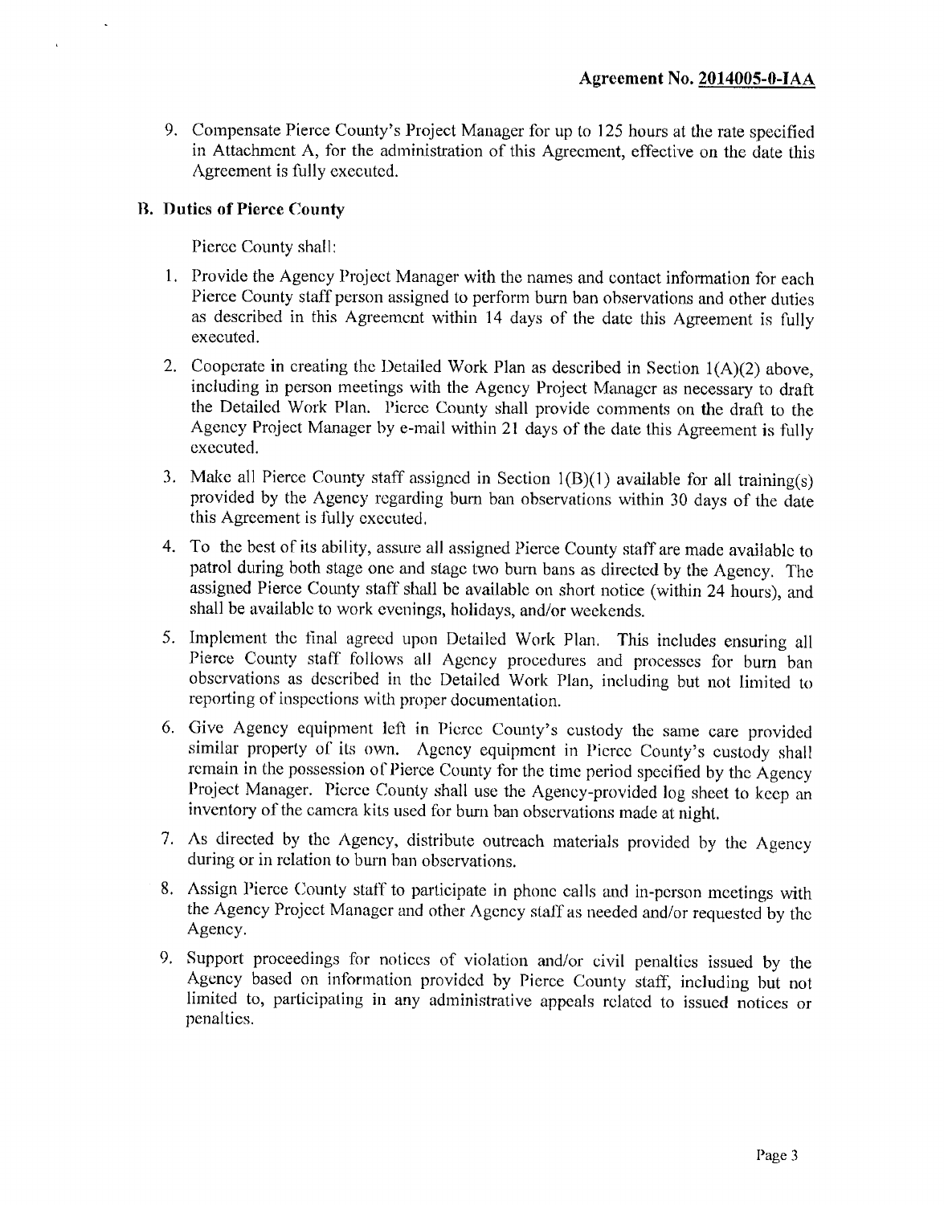9. Compensate Pierce County's Project Manager for up to 125 hours at the rate specified in Attachment A, for the administration of this Agreement, effective on the date this Agreement is fully executed.

### B. Duties of Pierce County

Pierce County shall:

1. Provide the Agency Project Manager with the names and contact information for each Pierce County staff person assigned to perform burn ban observations and other duties as described in this Agreement within 14 days of the date this Agreement is fully executed.
2. Cooperate in creating the Detailed Work Plan as described in Section 1(A)(2) above, including in person meetings with the Agency Project Manager as necessary to draft the Detailed Work Plan. Pierce County shall provide comments on the draft to the Agency Project Manager by e-mail within 21 days of the date this Agreement is fully executed.
3. Make all Pierce County staff assigned in Section 1(B)(1) available for all training(s) provided by the Agency regarding burn ban observations within 30 days of the date this Agreement is fully executed.
4. To the best of its ability, assure all assigned Pierce County staff are made available to patrol during both stage one and stage two burn bans as directed by the Agency. The assigned Pierce County staff shall be available on short notice (within 24 hours), and shall be available to work evenings, holidays, and/or weekends.
5. Implement the final agreed upon Detailed Work Plan. This includes ensuring all Pierce County staff follows all Agency procedures and processes for burn ban observations as described in the Detailed Work Plan, including but not limited to reporting of inspections with proper documentation.
6. Give Agency equipment left in Pierce County's custody the same care provided similar property of its own. Agency equipment in Pierce County's custody shall remain in the possession of Pierce County for the time period specified by the Agency Project Manager. Pierce County shall use the Agency-provided log sheet to keep an inventory of the camera kits used for burn ban observations made at night.
7. As directed by the Agency, distribute outreach materials provided by the Agency during or in relation to burn ban observations.
8. Assign Pierce County staff to participate in phone calls and in-person meetings with the Agency Project Manager and other Agency staff as needed and/or requested by the Agency.
9. Support proceedings for notices of violation and/or civil penalties issued by the Agency based on information provided by Pierce County staff, including but not limited to, participating in any administrative appeals related to issued notices or penalties.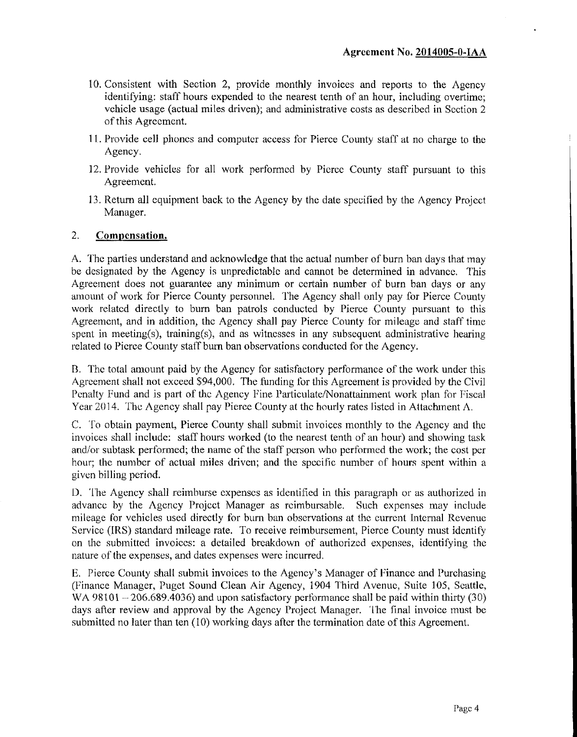**Agreement No. 2014005-0-IAA**

10. Consistent with Section 2, provide monthly invoices and reports to the Agency identifying: staff hours expended to the nearest tenth of an hour, including overtime; vehicle usage (actual miles driven); and administrative costs as described in Section 2 of this Agreement.
11. Provide cell phones and computer access for Pierce County staff at no charge to the Agency.
12. Provide vehicles for all work performed by Pierce County staff pursuant to this Agreement.
13. Return all equipment back to the Agency by the date specified by the Agency Project Manager.

## 2. Compensation.

A. The parties understand and acknowledge that the actual number of burn ban days that may be designated by the Agency is unpredictable and cannot be determined in advance. This Agreement does not guarantee any minimum or certain number of burn ban days or any amount of work for Pierce County personnel. The Agency shall only pay for Pierce County work related directly to burn ban patrols conducted by Pierce County pursuant to this Agreement, and in addition, the Agency shall pay Pierce County for mileage and staff time spent in meeting(s), training(s), and as witnesses in any subsequent administrative hearing related to Pierce County staff burn ban observations conducted for the Agency.

B. The total amount paid by the Agency for satisfactory performance of the work under this Agreement shall not exceed $94,000. The funding for this Agreement is provided by the Civil Penalty Fund and is part of the Agency Fine Particulate/Nonattainment work plan for Fiscal Year 2014. The Agency shall pay Pierce County at the hourly rates listed in Attachment A.

C. To obtain payment, Pierce County shall submit invoices monthly to the Agency and the invoices shall include: staff hours worked (to the nearest tenth of an hour) and showing task and/or subtask performed; the name of the staff person who performed the work; the cost per hour; the number of actual miles driven; and the specific number of hours spent within a given billing period.

D. The Agency shall reimburse expenses as identified in this paragraph or as authorized in advance by the Agency Project Manager as reimbursable. Such expenses may include mileage for vehicles used directly for burn ban observations at the current Internal Revenue Service (IRS) standard mileage rate. To receive reimbursement, Pierce County must identify on the submitted invoices: a detailed breakdown of authorized expenses, identifying the nature of the expenses, and dates expenses were incurred.

E. Pierce County shall submit invoices to the Agency's Manager of Finance and Purchasing (Finance Manager, Puget Sound Clean Air Agency, 1904 Third Avenue, Suite 105, Seattle, WA 98101 – 206.689.4036) and upon satisfactory performance shall be paid within thirty (30) days after review and approval by the Agency Project Manager. The final invoice must be submitted no later than ten (10) working days after the termination date of this Agreement.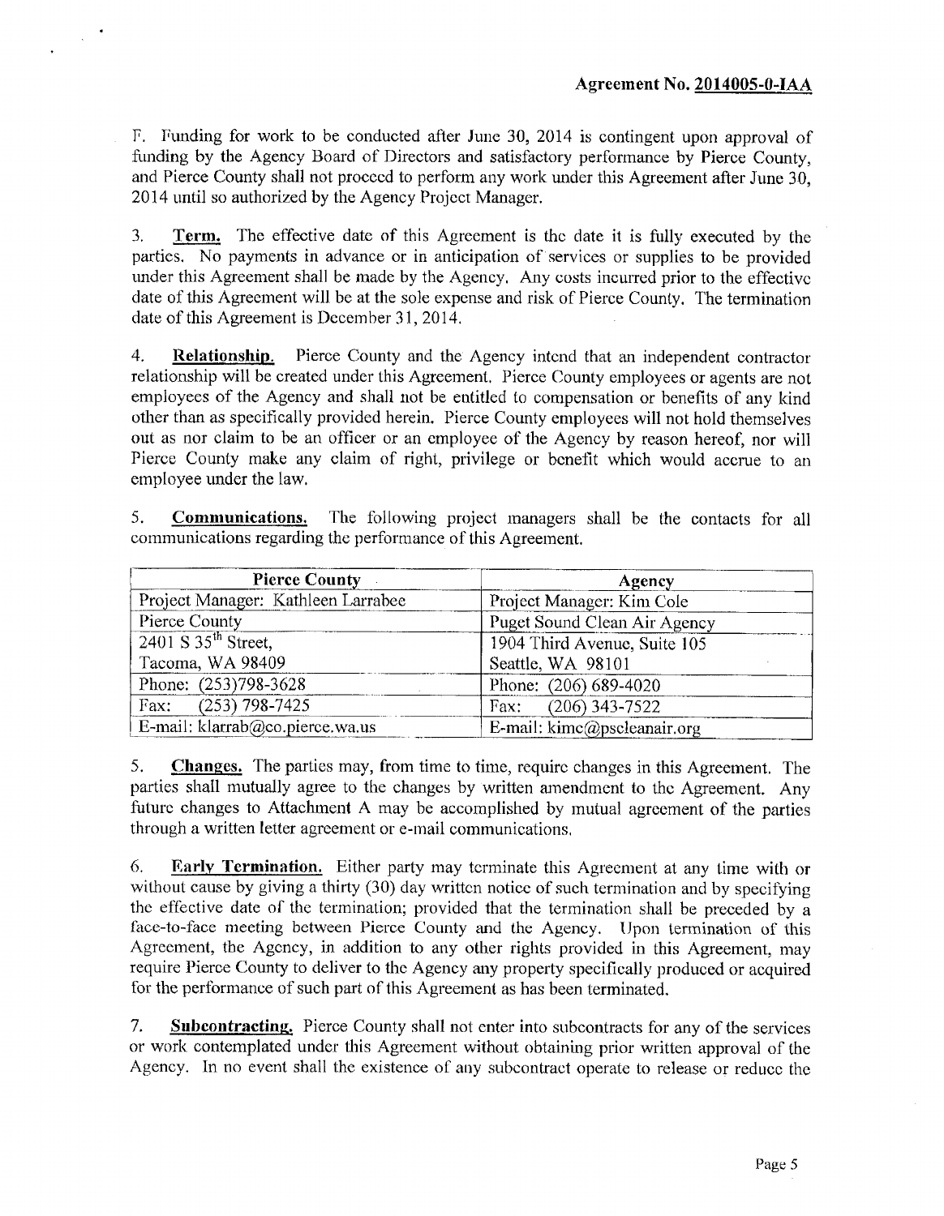F. Funding for work to be conducted after June 30, 2014 is contingent upon approval of funding by the Agency Board of Directors and satisfactory performance by Pierce County, and Pierce County shall not proceed to perform any work under this Agreement after June 30, 2014 until so authorized by the Agency Project Manager.

3. **Term.** The effective date of this Agreement is the date it is fully executed by the parties. No payments in advance or in anticipation of services or supplies to be provided under this Agreement shall be made by the Agency. Any costs incurred prior to the effective date of this Agreement will be at the sole expense and risk of Pierce County. The termination date of this Agreement is December 31, 2014.

4. **Relationship.** Pierce County and the Agency intend that an independent contractor relationship will be created under this Agreement. Pierce County employees or agents are not employees of the Agency and shall not be entitled to compensation or benefits of any kind other than as specifically provided herein. Pierce County employees will not hold themselves out as nor claim to be an officer or an employee of the Agency by reason hereof, nor will Pierce County make any claim of right, privilege or benefit which would accrue to an employee under the law.

5. **Communications.** The following project managers shall be the contacts for all communications regarding the performance of this Agreement.

| Pierce County | Agency |
|---|---|
| Project Manager: Kathleen Larrabee | Project Manager: Kim Cole |
| Pierce County | Puget Sound Clean Air Agency |
| 2401 S 35th Street, | 1904 Third Avenue, Suite 105 |
| Tacoma, WA 98409 | Seattle, WA 98101 |
| Phone: (253)798-3628 | Phone: (206) 689-4020 |
| Fax: (253) 798-7425 | Fax: (206) 343-7522 |
| E-mail: klarrab@co.pierce.wa.us | E-mail: kimc@pscleanair.org |

5. **Changes.** The parties may, from time to time, require changes in this Agreement. The parties shall mutually agree to the changes by written amendment to the Agreement. Any future changes to Attachment A may be accomplished by mutual agreement of the parties through a written letter agreement or e-mail communications.

6. **Early Termination.** Either party may terminate this Agreement at any time with or without cause by giving a thirty (30) day written notice of such termination and by specifying the effective date of the termination; provided that the termination shall be preceded by a face-to-face meeting between Pierce County and the Agency. Upon termination of this Agreement, the Agency, in addition to any other rights provided in this Agreement, may require Pierce County to deliver to the Agency any property specifically produced or acquired for the performance of such part of this Agreement as has been terminated.

7. **Subcontracting.** Pierce County shall not enter into subcontracts for any of the services or work contemplated under this Agreement without obtaining prior written approval of the Agency. In no event shall the existence of any subcontract operate to release or reduce the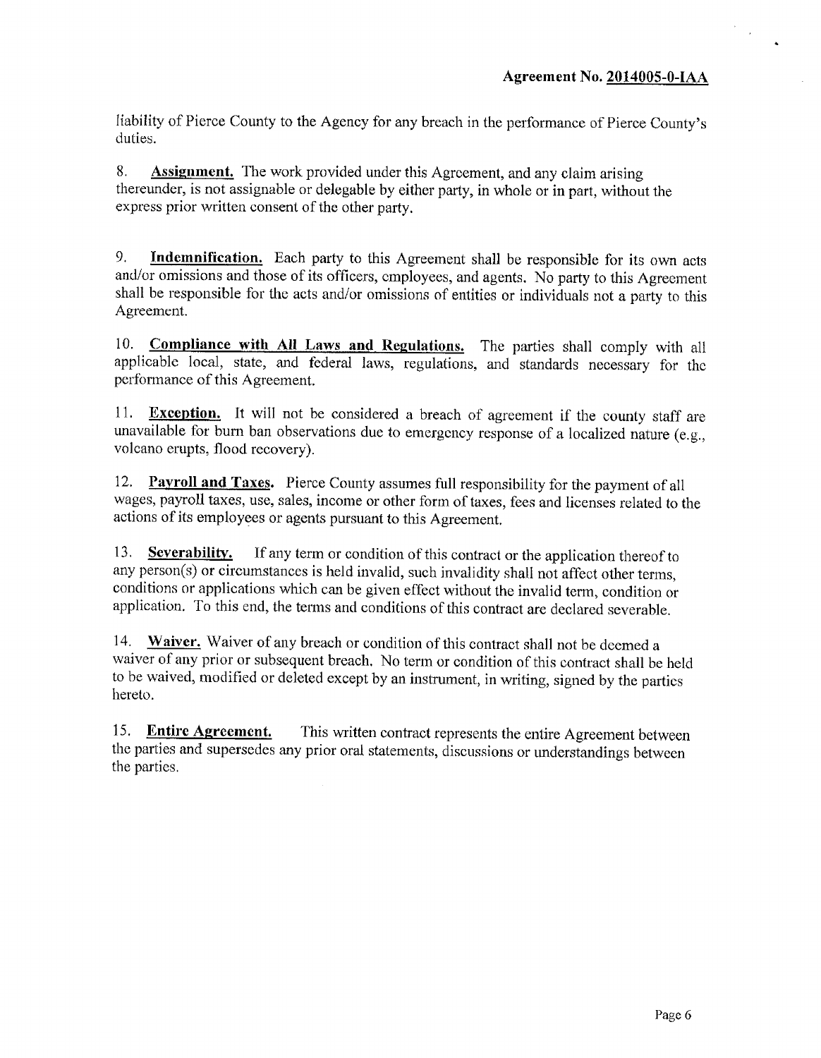liability of Pierce County to the Agency for any breach in the performance of Pierce County's duties.

8. **Assignment.** The work provided under this Agreement, and any claim arising thereunder, is not assignable or delegable by either party, in whole or in part, without the express prior written consent of the other party.

9. **Indemnification.** Each party to this Agreement shall be responsible for its own acts and/or omissions and those of its officers, employees, and agents. No party to this Agreement shall be responsible for the acts and/or omissions of entities or individuals not a party to this Agreement.

10. **Compliance with All Laws and Regulations.** The parties shall comply with all applicable local, state, and federal laws, regulations, and standards necessary for the performance of this Agreement.

11. **Exception.** It will not be considered a breach of agreement if the county staff are unavailable for burn ban observations due to emergency response of a localized nature (e.g., volcano erupts, flood recovery).

12. **Payroll and Taxes.** Pierce County assumes full responsibility for the payment of all wages, payroll taxes, use, sales, income or other form of taxes, fees and licenses related to the actions of its employees or agents pursuant to this Agreement.

13. **Severability.** If any term or condition of this contract or the application thereof to any person(s) or circumstances is held invalid, such invalidity shall not affect other terms, conditions or applications which can be given effect without the invalid term, condition or application. To this end, the terms and conditions of this contract are declared severable.

14. **Waiver.** Waiver of any breach or condition of this contract shall not be deemed a waiver of any prior or subsequent breach. No term or condition of this contract shall be held to be waived, modified or deleted except by an instrument, in writing, signed by the parties hereto.

15. **Entire Agreement.** This written contract represents the entire Agreement between the parties and supersedes any prior oral statements, discussions or understandings between the parties.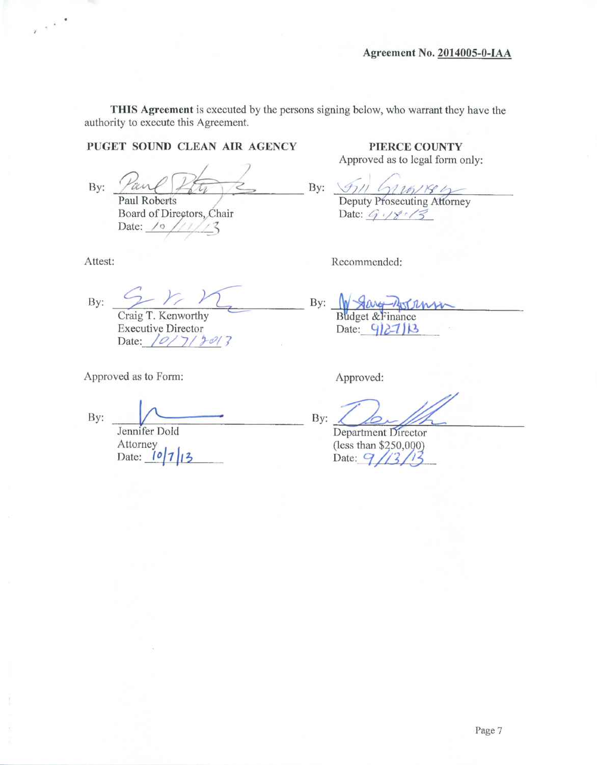Agreement No. 2014005-0-IAA

**THIS Agreement** is executed by the persons signing below, who warrant they have the authority to execute this Agreement.

**PUGET SOUND CLEAN AIR AGENCY**

By: ______________________
Paul Roberts
Board of Directors, Chair
Date: 10/11/13

Attest:

By: ______________________
Craig T. Kenworthy
Executive Director
Date: 10/7/2013

Approved as to Form:

By: ______________________
Jennifer Dold
Attorney
Date: 10/7/13

**PIERCE COUNTY**

Approved as to legal form only:

By: ______________________
Deputy Prosecuting Attorney
Date: 9.18.13

Recommended:

By: ______________________
Budget & Finance
Date: 9/27/13

Approved:

By: ______________________
Department Director
(less than $250,000)
Date: 9/13/13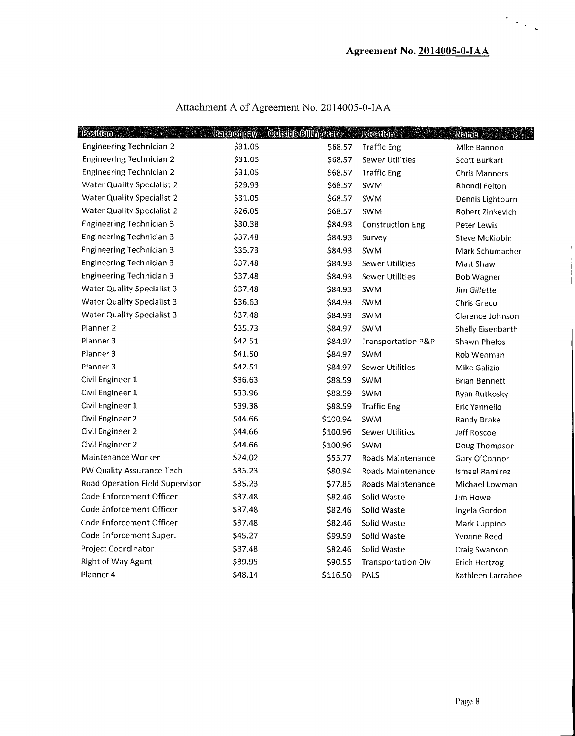**Agreement No. 2014005-0-IAA**

Attachment A of Agreement No. 2014005-0-IAA

| Position | Rate of pay | Outside Billing Rate | Location | Name |
|---|---|---|---|---|
| Engineering Technician 2 | $31.05 | $68.57 | Traffic Eng | Mike Bannon |
| Engineering Technician 2 | $31.05 | $68.57 | Sewer Utilities | Scott Burkart |
| Engineering Technician 2 | $31.05 | $68.57 | Traffic Eng | Chris Manners |
| Water Quality Specialist 2 | $29.93 | $68.57 | SWM | Rhondi Felton |
| Water Quality Specialist 2 | $31.05 | $68.57 | SWM | Dennis Lightburn |
| Water Quality Specialist 2 | $26.05 | $68.57 | SWM | Robert Zinkevich |
| Engineering Technician 3 | $30.38 | $84.93 | Construction Eng | Peter Lewis |
| Engineering Technician 3 | $37.48 | $84.93 | Survey | Steve McKibbin |
| Engineering Technician 3 | $35.73 | $84.93 | SWM | Mark Schumacher |
| Engineering Technician 3 | $37.48 | $84.93 | Sewer Utilities | Matt Shaw |
| Engineering Technician 3 | $37.48 | $84.93 | Sewer Utilities | Bob Wagner |
| Water Quality Specialist 3 | $37.48 | $84.93 | SWM | Jim Gillette |
| Water Quality Specialist 3 | $36.63 | $84.93 | SWM | Chris Greco |
| Water Quality Specialist 3 | $37.48 | $84.93 | SWM | Clarence Johnson |
| Planner 2 | $35.73 | $84.97 | SWM | Shelly Eisenbarth |
| Planner 3 | $42.51 | $84.97 | Transportation P&P | Shawn Phelps |
| Planner 3 | $41.50 | $84.97 | SWM | Rob Wenman |
| Planner 3 | $42.51 | $84.97 | Sewer Utilities | Mike Galizio |
| Civil Engineer 1 | $36.63 | $88.59 | SWM | Brian Bennett |
| Civil Engineer 1 | $33.96 | $88.59 | SWM | Ryan Rutkosky |
| Civil Engineer 1 | $39.38 | $88.59 | Traffic Eng | Eric Yannello |
| Civil Engineer 2 | $44.66 | $100.94 | SWM | Randy Brake |
| Civil Engineer 2 | $44.66 | $100.96 | Sewer Utilities | Jeff Roscoe |
| Civil Engineer 2 | $44.66 | $100.96 | SWM | Doug Thompson |
| Maintenance Worker | $24.02 | $55.77 | Roads Maintenance | Gary O'Connor |
| PW Quality Assurance Tech | $35.23 | $80.94 | Roads Maintenance | Ismael Ramirez |
| Road Operation Field Supervisor | $35.23 | $77.85 | Roads Maintenance | Michael Lowman |
| Code Enforcement Officer | $37.48 | $82.46 | Solid Waste | Jim Howe |
| Code Enforcement Officer | $37.48 | $82.46 | Solid Waste | Ingela Gordon |
| Code Enforcement Officer | $37.48 | $82.46 | Solid Waste | Mark Luppino |
| Code Enforcement Super. | $45.27 | $99.59 | Solid Waste | Yvonne Reed |
| Project Coordinator | $37.48 | $82.46 | Solid Waste | Craig Swanson |
| Right of Way Agent | $39.95 | $90.55 | Transportation Div | Erich Hertzog |
| Planner 4 | $48.14 | $116.50 | PALS | Kathleen Larrabee |